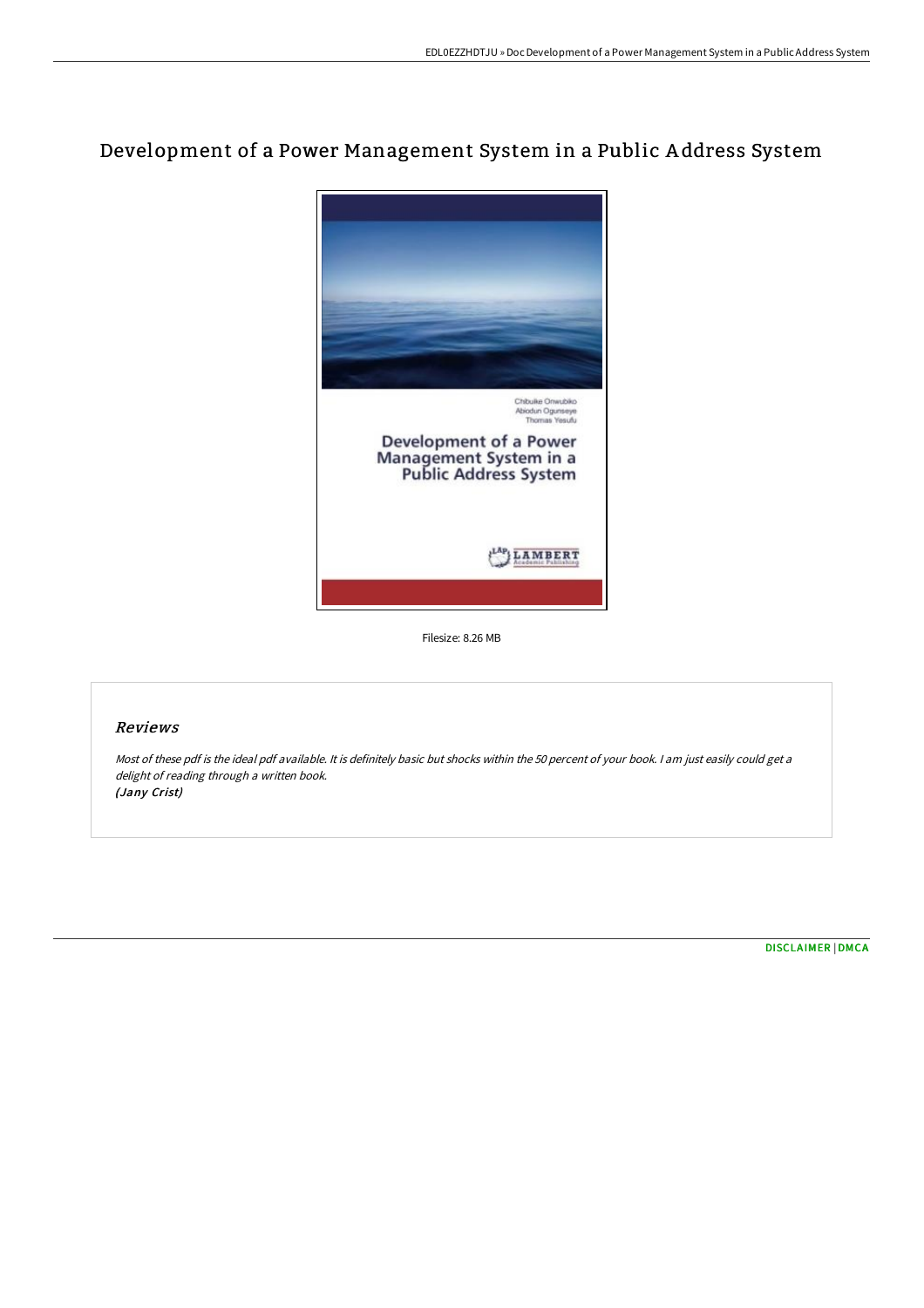# Development of a Power Management System in a Public Address System

Chibuike Onwubiko
Abiodun Ogunseye
Thomas Yesufu

**Development of a Power Management System in a Public Address System**

LAMBERT Academic Publishing

Filesize: 8.26 MB

## Reviews

*Most of these pdf is the ideal pdf available. It is definitely basic but shocks within the 50 percent of your book. I am just easily could get a delight of reading through a written book.*
***(Jany Crist)***

DISCLAIMER | DMCA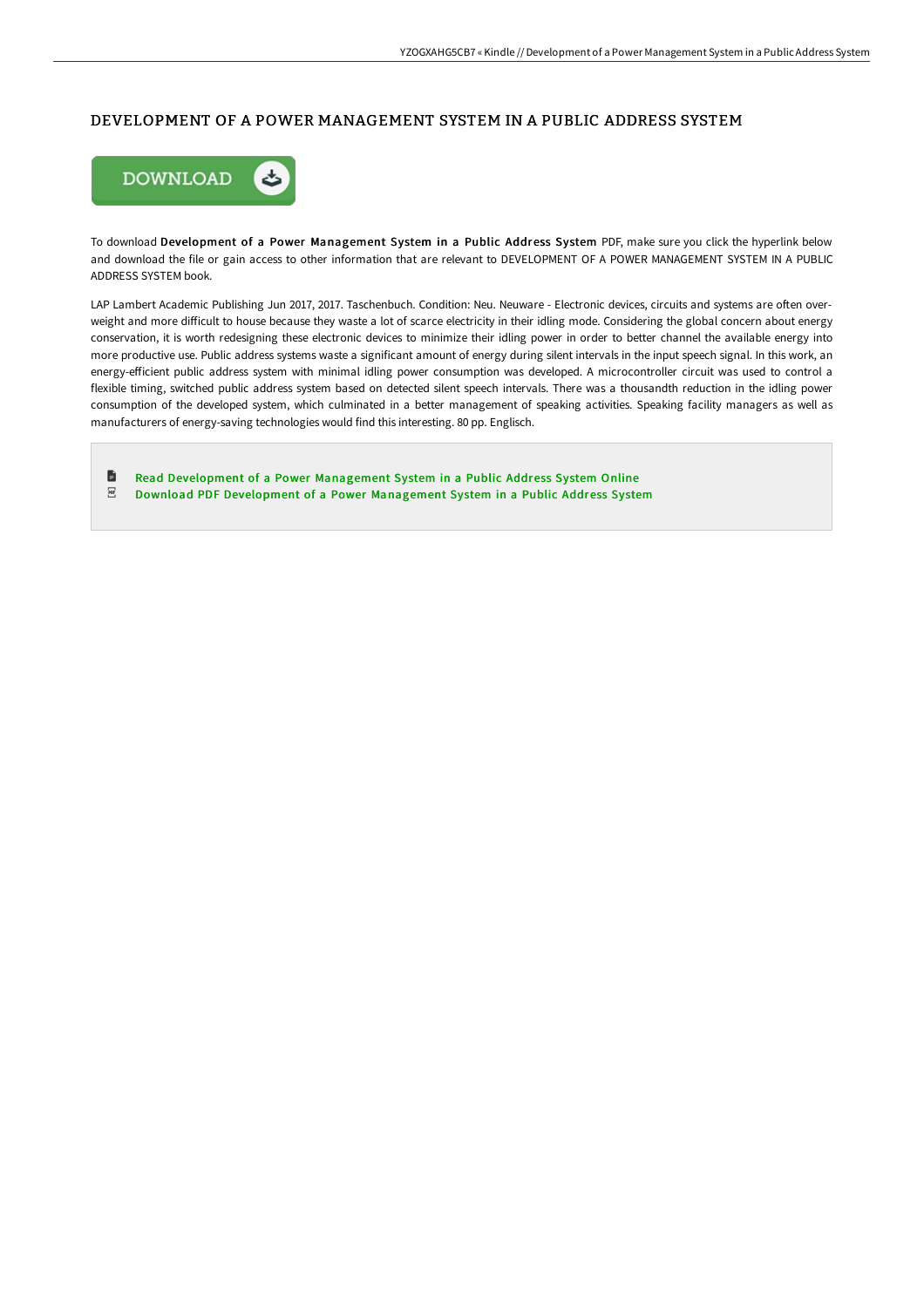# DEVELOPMENT OF A POWER MANAGEMENT SYSTEM IN A PUBLIC ADDRESS SYSTEM

DOWNLOAD

To download **Development of a Power Management System in a Public Address System** PDF, make sure you click the hyperlink below and download the file or gain access to other information that are relevant to DEVELOPMENT OF A POWER MANAGEMENT SYSTEM IN A PUBLIC ADDRESS SYSTEM book.

LAP Lambert Academic Publishing Jun 2017, 2017. Taschenbuch. Condition: Neu. Neuware - Electronic devices, circuits and systems are often over-weight and more difficult to house because they waste a lot of scarce electricity in their idling mode. Considering the global concern about energy conservation, it is worth redesigning these electronic devices to minimize their idling power in order to better channel the available energy into more productive use. Public address systems waste a significant amount of energy during silent intervals in the input speech signal. In this work, an energy-efficient public address system with minimal idling power consumption was developed. A microcontroller circuit was used to control a flexible timing, switched public address system based on detected silent speech intervals. There was a thousandth reduction in the idling power consumption of the developed system, which culminated in a better management of speaking activities. Speaking facility managers as well as manufacturers of energy-saving technologies would find this interesting. 80 pp. Englisch.

- Read Development of a Power Management System in a Public Address System Online
- Download PDF Development of a Power Management System in a Public Address System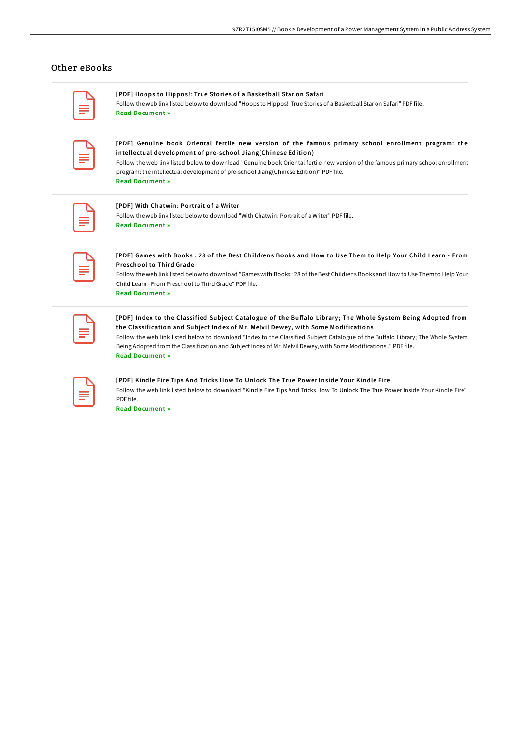## Other eBooks

**[PDF] Hoops to Hippos!: True Stories of a Basketball Star on Safari**

Follow the web link listed below to download "Hoops to Hippos!: True Stories of a Basketball Star on Safari" PDF file.

Read Document »

**[PDF] Genuine book Oriental fertile new version of the famous primary school enrollment program: the intellectual development of pre-school Jiang(Chinese Edition)**

Follow the web link listed below to download "Genuine book Oriental fertile new version of the famous primary school enrollment program: the intellectual development of pre-school Jiang(Chinese Edition)" PDF file.

Read Document »

**[PDF] With Chatwin: Portrait of a Writer**

Follow the web link listed below to download "With Chatwin: Portrait of a Writer" PDF file.

Read Document »

**[PDF] Games with Books : 28 of the Best Childrens Books and How to Use Them to Help Your Child Learn - From Preschool to Third Grade**

Follow the web link listed below to download "Games with Books : 28 of the Best Childrens Books and How to Use Them to Help Your Child Learn - From Preschool to Third Grade" PDF file.

Read Document »

**[PDF] Index to the Classified Subject Catalogue of the Buffalo Library; The Whole System Being Adopted from the Classification and Subject Index of Mr. Melvil Dewey, with Some Modifications .**

Follow the web link listed below to download "Index to the Classified Subject Catalogue of the Buffalo Library; The Whole System Being Adopted from the Classification and Subject Index of Mr. Melvil Dewey, with Some Modifications ." PDF file.

Read Document »

**[PDF] Kindle Fire Tips And Tricks How To Unlock The True Power Inside Your Kindle Fire**

Follow the web link listed below to download "Kindle Fire Tips And Tricks How To Unlock The True Power Inside Your Kindle Fire" PDF file.

Read Document »